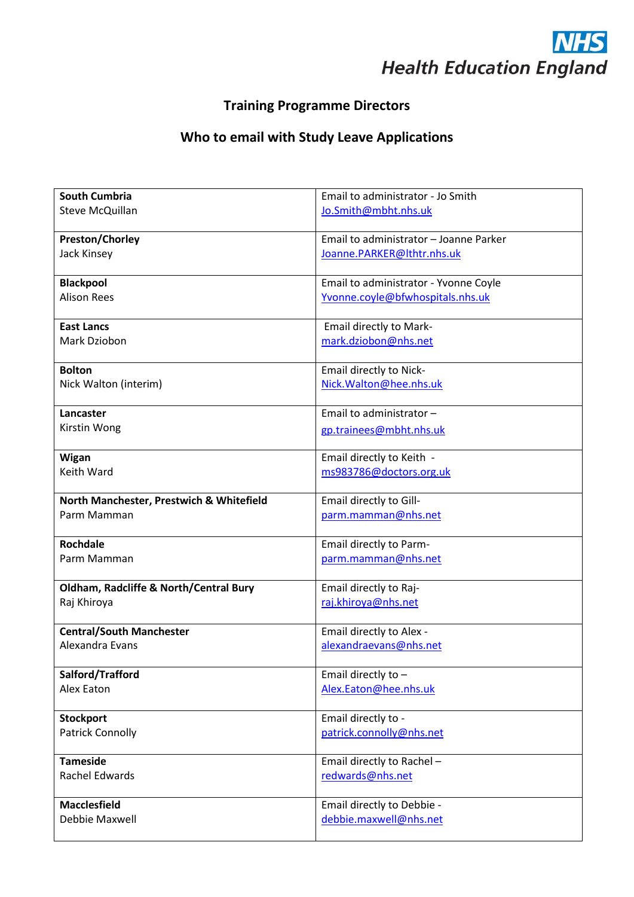NHS
Health Education England

## Training Programme Directors

## Who to email with Study Leave Applications

| **South Cumbria** Steve McQuillan | Email to administrator - Jo Smith Jo.Smith@mbht.nhs.uk |
|---|---|
| **Preston/Chorley** Jack Kinsey | Email to administrator – Joanne Parker Joanne.PARKER@lthtr.nhs.uk |
| **Blackpool** Alison Rees | Email to administrator - Yvonne Coyle Yvonne.coyle@bfwhospitals.nhs.uk |
| **East Lancs** Mark Dziobon | Email directly to Mark- mark.dziobon@nhs.net |
| **Bolton** Nick Walton (interim) | Email directly to Nick- Nick.Walton@hee.nhs.uk |
| **Lancaster** Kirstin Wong | Email to administrator – gp.trainees@mbht.nhs.uk |
| **Wigan** Keith Ward | Email directly to Keith - ms983786@doctors.org.uk |
| **North Manchester, Prestwich & Whitefield** Parm Mamman | Email directly to Gill- parm.mamman@nhs.net |
| **Rochdale** Parm Mamman | Email directly to Parm- parm.mamman@nhs.net |
| **Oldham, Radcliffe & North/Central Bury** Raj Khiroya | Email directly to Raj- raj.khiroya@nhs.net |
| **Central/South Manchester** Alexandra Evans | Email directly to Alex - alexandraevans@nhs.net |
| **Salford/Trafford** Alex Eaton | Email directly to – Alex.Eaton@hee.nhs.uk |
| **Stockport** Patrick Connolly | Email directly to - patrick.connolly@nhs.net |
| **Tameside** Rachel Edwards | Email directly to Rachel – redwards@nhs.net |
| **Macclesfield** Debbie Maxwell | Email directly to Debbie - debbie.maxwell@nhs.net |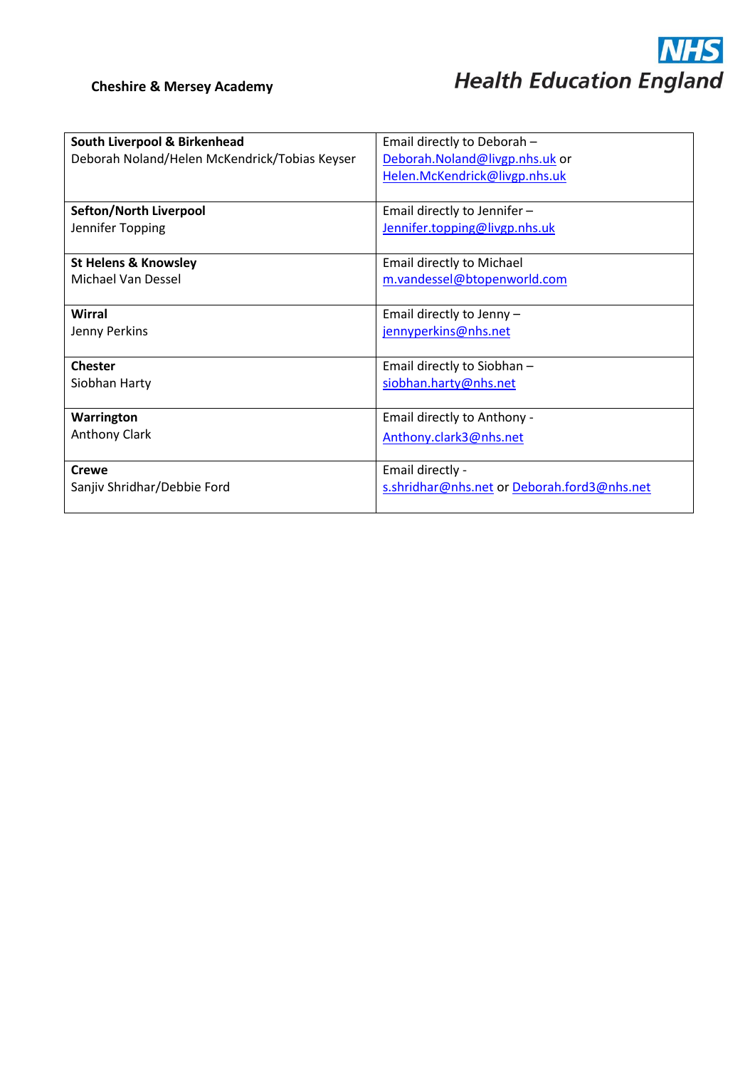**Cheshire & Mersey Academy**

NHS
*Health Education England*

| | |
|---|---|
| **South Liverpool & Birkenhead**<br>Deborah Noland/Helen McKendrick/Tobias Keyser | Email directly to Deborah –<br>Deborah.Noland@livgp.nhs.uk or<br>Helen.McKendrick@livgp.nhs.uk |
| **Sefton/North Liverpool**<br>Jennifer Topping | Email directly to Jennifer –<br>Jennifer.topping@livgp.nhs.uk |
| **St Helens & Knowsley**<br>Michael Van Dessel | Email directly to Michael<br>m.vandessel@btopenworld.com |
| **Wirral**<br>Jenny Perkins | Email directly to Jenny –<br>jennyperkins@nhs.net |
| **Chester**<br>Siobhan Harty | Email directly to Siobhan –<br>siobhan.harty@nhs.net |
| **Warrington**<br>Anthony Clark | Email directly to Anthony -<br>Anthony.clark3@nhs.net |
| **Crewe**<br>Sanjiv Shridhar/Debbie Ford | Email directly -<br>s.shridhar@nhs.net or Deborah.ford3@nhs.net |